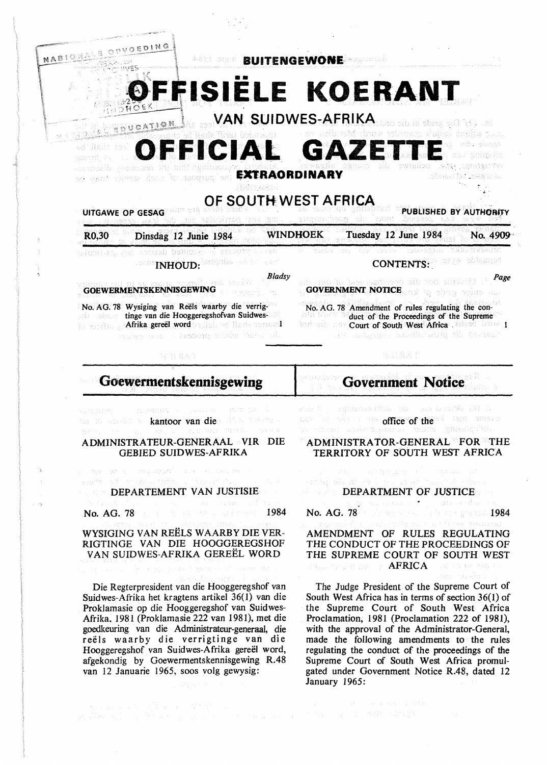**BUITENGEWONE**

# OFFISIËLE KOERANT

**VAN SUIDWES-AFRIKA**

# OFFICIAL GAZETTE

**EXTRAORDINARY**

**OF SOUTH WEST AFRICA**

UITGAWE OP GESAG — PUBLISHED BY AUTHORITY

R0,30 — Dinsdag 12 Junie 1984 — WINDHOEK — Tuesday 12 June 1984 — No. 4909

**INHOUD:**

| | Bladsy |
|---|---|
| **GOEWERMENTSKENNISGEWING** | |
| No. AG. 78 Wysiging van Reëls waarby die verrigtinge van die Hooggeregshofvan Suidwes-Afrika gereël word | 1 |

**CONTENTS:**

| | Page |
|---|---|
| **GOVERNMENT NOTICE** | |
| No. AG. 78 Amendment of rules regulating the conduct of the Proceedings of the Supreme Court of South West Africa | 1 |

## Goewermentskennisgewing

kantoor van die

ADMINISTRATEUR-GENERAAL VIR DIE GEBIED SUIDWES-AFRIKA

DEPARTEMENT VAN JUSTISIE

No. AG. 78 — 1984

### WYSIGING VAN REËLS WAARBY DIE VERRIGTINGE VAN DIE HOOGGEREGSHOF VAN SUIDWES-AFRIKA GEREËL WORD

Die Regterpresident van die Hooggeregshof van Suidwes-Afrika het kragtens artikel 36(1) van die Proklamasie op die Hooggeregshof van Suidwes-Afrika, 1981 (Proklamasie 222 van 1981), met die goedkeuring van die Administrateur-generaal, die reëls waarby die verrigtinge van die Hooggeregshof van Suidwes-Afrika gereël word, afgekondig by Goewermentskennisgewing R.48 van 12 Januarie 1965, soos volg gewysig:

## Government Notice

office of the

ADMINISTRATOR-GENERAL FOR THE TERRITORY OF SOUTH WEST AFRICA

DEPARTMENT OF JUSTICE

No. AG. 78 — 1984

### AMENDMENT OF RULES REGULATING THE CONDUCT OF THE PROCEEDINGS OF THE SUPREME COURT OF SOUTH WEST AFRICA

The Judge President of the Supreme Court of South West Africa has in terms of section 36(1) of the Supreme Court of South West Africa Proclamation, 1981 (Proclamation 222 of 1981), with the approval of the Administrator-General, made the following amendments to the rules regulating the conduct of the proceedings of the Supreme Court of South West Africa promulgated under Government Notice R.48, dated 12 January 1965: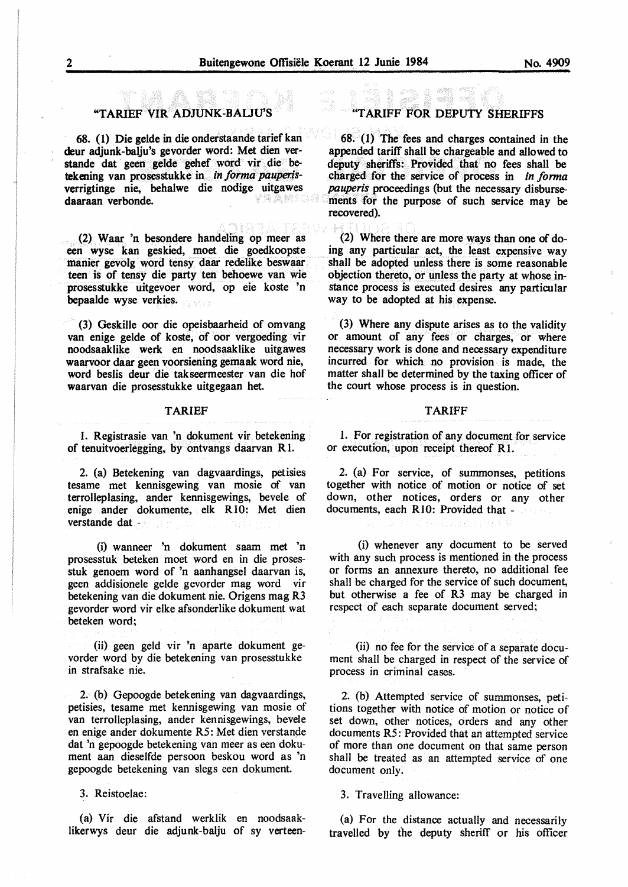"TARIEF VIR ADJUNK-BALJU'S

68. (1) Die gelde in die onderstaande tarief kan deur adjunk-balju's gevorder word: Met dien verstande dat geen gelde gehef word vir die betekening van prosesstukke in *in forma pauperis*-verrigtinge nie, behalwe die nodige uitgawes daaraan verbonde.

(2) Waar 'n besondere handeling op meer as een wyse kan geskied, moet die goedkoopste manier gevolg word tensy daar redelike beswaar teen is of tensy die party ten behoewe van wie prosesstukke uitgevoer word, op eie koste 'n bepaalde wyse verkies.

(3) Geskille oor die opeisbaarheid of omvang van enige gelde of koste, of oor vergoeding vir noodsaaklike werk en noodsaaklike uitgawes waarvoor daar geen voorsiening gemaak word nie, word beslis deur die takseermeester van die hof waarvan die prosesstukke uitgegaan het.

TARIEF

1. Registrasie van 'n dokument vir betekening of tenuitvoerlegging, by ontvangs daarvan R1.

2. (a) Betekening van dagvaardings, petisies tesame met kennisgewing van mosie of van terrolleplasing, ander kennisgewings, bevele of enige ander dokumente, elk R10: Met dien verstande dat -

(i) wanneer 'n dokument saam met 'n prosesstuk beteken moet word en in die prosesstuk genoem word of 'n aanhangsel daarvan is, geen addisionele gelde gevorder mag word vir betekening van die dokument nie. Origens mag R3 gevorder word vir elke afsonderlike dokument wat beteken word;

(ii) geen geld vir 'n aparte dokument gevorder word by die betekening van prosesstukke in strafsake nie.

2. (b) Gepoogde betekening van dagvaardings, petisies, tesame met kennisgewing van mosie of van terrolleplasing, ander kennisgewings, bevele en enige ander dokumente R5: Met dien verstande dat 'n gepoogde betekening van meer as een dokument aan dieselfde persoon beskou word as 'n gepoogde betekening van slegs een dokument.

3. Reistoelae:

(a) Vir die afstand werklik en noodsaaklikerwys deur die adjunk-balju of sy verteen-

"TARIFF FOR DEPUTY SHERIFFS

68. (1) The fees and charges contained in the appended tariff shall be chargeable and allowed to deputy sheriffs: Provided that no fees shall be charged for the service of process in *in forma pauperis* proceedings (but the necessary disbursements for the purpose of such service may be recovered).

(2) Where there are more ways than one of doing any particular act, the least expensive way shall be adopted unless there is some reasonable objection thereto, or unless the party at whose instance process is executed desires any particular way to be adopted at his expense.

(3) Where any dispute arises as to the validity or amount of any fees or charges, or where necessary work is done and necessary expenditure incurred for which no provision is made, the matter shall be determined by the taxing officer of the court whose process is in question.

TARIFF

1. For registration of any document for service or execution, upon receipt thereof R1.

2. (a) For service, of summonses, petitions together with notice of motion or notice of set down, other notices, orders or any other documents, each R10: Provided that -

(i) whenever any document to be served with any such process is mentioned in the process or forms an annexure thereto, no additional fee shall be charged for the service of such document, but otherwise a fee of R3 may be charged in respect of each separate document served;

(ii) no fee for the service of a separate document shall be charged in respect of the service of process in criminal cases.

2. (b) Attempted service of summonses, petitions together with notice of motion or notice of set down, other notices, orders and any other documents R5: Provided that an attempted service of more than one document on that same person shall be treated as an attempted service of one document only.

3. Travelling allowance:

(a) For the distance actually and necessarily travelled by the deputy sheriff or his officer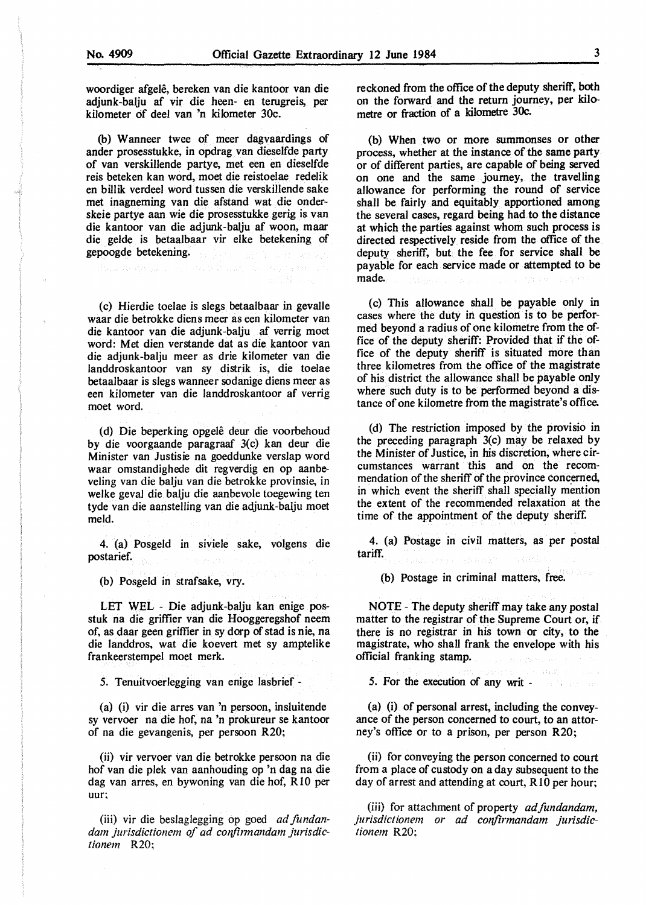woordiger afgelê, bereken van die kantoor van die adjunk-balju af vir die heen- en terugreis, per kilometer of deel van 'n kilometer 30c.

(b) Wanneer twee of meer dagvaardings of ander prosesstukke, in opdrag van dieselfde party of van verskillende partye, met een en dieselfde reis beteken kan word, moet die reistoelae redelik en billik verdeel word tussen die verskillende sake met inagneming van die afstand wat die onderskeie partye aan wie die prosesstukke gerig is van die kantoor van die adjunk-balju af woon, maar die gelde is betaalbaar vir elke betekening of gepoogde betekening.

(c) Hierdie toelae is slegs betaalbaar in gevalle waar die betrokke diens meer as een kilometer van die kantoor van die adjunk-balju af verrig moet word: Met dien verstande dat as die kantoor van die adjunk-balju meer as drie kilometer van die landdroskantoor van sy distrik is, die toelae betaalbaar is slegs wanneer sodanige diens meer as een kilometer van die landdroskantoor af verrig moet word.

(d) Die beperking opgelê deur die voorbehoud by die voorgaande paragraaf 3(c) kan deur die Minister van Justisie na goeddunke verslap word waar omstandighede dit regverdig en op aanbeveling van die balju van die betrokke provinsie, in welke geval die balju die aanbevole toegewing ten tyde van die aanstelling van die adjunk-balju moet meld.

4. (a) Posgeld in siviele sake, volgens die postarief.

(b) Posgeld in strafsake, vry.

LET WEL - Die adjunk-balju kan enige posstuk na die griffier van die Hooggeregshof neem of, as daar geen griffier in sy dorp of stad is nie, na die landdros, wat die koevert met sy amptelike frankeerstempel moet merk.

5. Tenuitvoerlegging van enige lasbrief -

(a) (i) vir die arres van 'n persoon, insluitende sy vervoer na die hof, na 'n prokureur se kantoor of na die gevangenis, per persoon R20;

(ii) vir vervoer van die betrokke persoon na die hof van die plek van aanhouding op 'n dag na die dag van arres, en bywoning van die hof, R10 per uur;

(iii) vir die beslaglegging op goed *ad fundandam jurisdictionem of ad confirmandam jurisdictionem* R20;

reckoned from the office of the deputy sheriff, both on the forward and the return journey, per kilometre or fraction of a kilometre 30c.

(b) When two or more summonses or other process, whether at the instance of the same party or of different parties, are capable of being served on one and the same journey, the travelling allowance for performing the round of service shall be fairly and equitably apportioned among the several cases, regard being had to the distance at which the parties against whom such process is directed respectively reside from the office of the deputy sheriff, but the fee for service shall be payable for each service made or attempted to be made.

(c) This allowance shall be payable only in cases where the duty in question is to be performed beyond a radius of one kilometre from the office of the deputy sheriff: Provided that if the office of the deputy sheriff is situated more than three kilometres from the office of the magistrate of his district the allowance shall be payable only where such duty is to be performed beyond a distance of one kilometre from the magistrate's office.

(d) The restriction imposed by the provisio in the preceding paragraph 3(c) may be relaxed by the Minister of Justice, in his discretion, where circumstances warrant this and on the recommendation of the sheriff of the province concerned, in which event the sheriff shall specially mention the extent of the recommended relaxation at the time of the appointment of the deputy sheriff.

4. (a) Postage in civil matters, as per postal tariff.

(b) Postage in criminal matters, free.

NOTE - The deputy sheriff may take any postal matter to the registrar of the Supreme Court or, if there is no registrar in his town or city, to the magistrate, who shall frank the envelope with his official franking stamp.

5. For the execution of any writ -

(a) (i) of personal arrest, including the conveyance of the person concerned to court, to an attorney's office or to a prison, per person R20;

(ii) for conveying the person concerned to court from a place of custody on a day subsequent to the day of arrest and attending at court, R10 per hour;

(iii) for attachment of property *ad fundandam, jurisdictionem or ad confirmandam jurisdictionem* R20;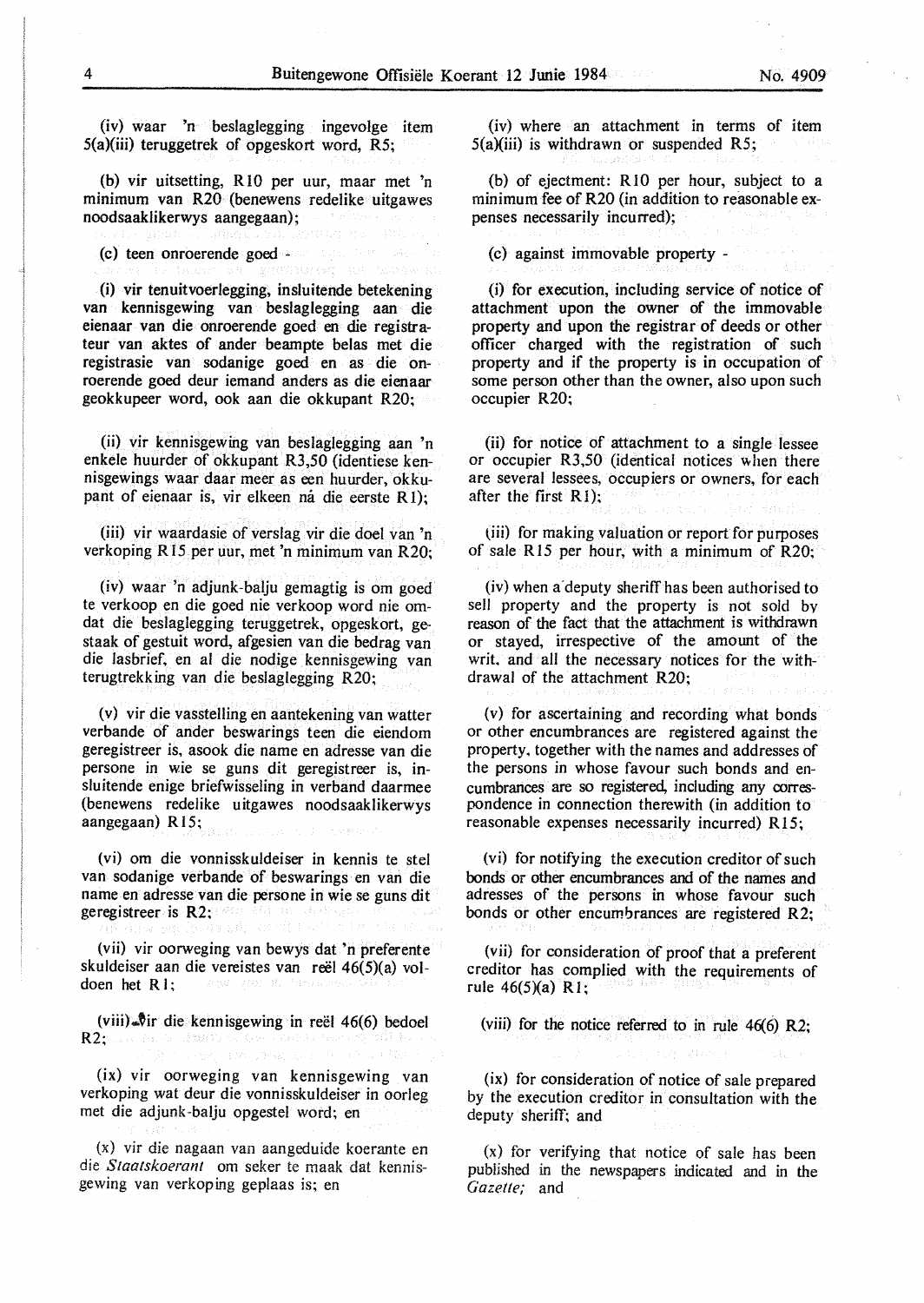(iv) waar 'n beslaglegging ingevolge item 5(a)(iii) teruggetrek of opgeskort word, R5;

(b) vir uitsetting, R10 per uur, maar met 'n minimum van R20 (benewens redelike uitgawes noodsaaklikerwys aangegaan);

(c) teen onroerende goed -

(i) vir tenuitvoerlegging, insluitende betekening van kennisgewing van beslaglegging aan die eienaar van die onroerende goed en die registrateur van aktes of ander beampte belas met die registrasie van sodanige goed en as die onroerende goed deur iemand anders as die eienaar geokkupeer word, ook aan die okkupant R20;

(ii) vir kennisgewing van beslaglegging aan 'n enkele huurder of okkupant R3,50 (identiese kennisgewings waar daar meer as een huurder, okkupant of eienaar is, vir elkeen ná die eerste R1);

(iii) vir waardasie of verslag vir die doel van 'n verkoping R15 per uur, met 'n minimum van R20;

(iv) waar 'n adjunk-balju gemagtig is om goed te verkoop en die goed nie verkoop word nie omdat die beslaglegging teruggetrek, opgeskort, gestaak of gestuit word, afgesien van die bedrag van die lasbrief, en al die nodige kennisgewing van terugtrekking van die beslaglegging R20;

(v) vir die vasstelling en aantekening van watter verbande of ander beswarings teen die eiendom geregistreer is, asook die name en adresse van die persone in wie se guns dit geregistreer is, insluitende enige briefwisseling in verband daarmee (benewens redelike uitgawes noodsaaklikerwys aangegaan) R15;

(vi) om die vonnisskuldeiser in kennis te stel van sodanige verbande of beswarings en van die name en adresse van die persone in wie se guns dit geregistreer is R2;

(vii) vir oorweging van bewys dat 'n preferente skuldeiser aan die vereistes van reël 46(5)(a) voldoen het R1;

(viii) vir die kennisgewing in reël 46(6) bedoel R2;

(ix) vir oorweging van kennisgewing van verkoping wat deur die vonnisskuldeiser in oorleg met die adjunk-balju opgestel word; en

(x) vir die nagaan van aangeduide koerante en die *Staatskoerant* om seker te maak dat kennisgewing van verkoping geplaas is; en

(iv) where an attachment in terms of item 5(a)(iii) is withdrawn or suspended R5;

(b) of ejectment: R10 per hour, subject to a minimum fee of R20 (in addition to reasonable expenses necessarily incurred);

(c) against immovable property -

(i) for execution, including service of notice of attachment upon the owner of the immovable property and upon the registrar of deeds or other officer charged with the registration of such property and if the property is in occupation of some person other than the owner, also upon such occupier R20;

(ii) for notice of attachment to a single lessee or occupier R3,50 (identical notices when there are several lessees, occupiers or owners, for each after the first R1);

(iii) for making valuation or report for purposes of sale R15 per hour, with a minimum of R20;

(iv) when a deputy sheriff has been authorised to sell property and the property is not sold by reason of the fact that the attachment is withdrawn or stayed, irrespective of the amount of the writ, and all the necessary notices for the withdrawal of the attachment R20;

(v) for ascertaining and recording what bonds or other encumbrances are registered against the property, together with the names and addresses of the persons in whose favour such bonds and encumbrances are so registered, including any correspondence in connection therewith (in addition to reasonable expenses necessarily incurred) R15;

(vi) for notifying the execution creditor of such bonds or other encumbrances and of the names and adresses of the persons in whose favour such bonds or other encumbrances are registered R2;

(vii) for consideration of proof that a preferent creditor has complied with the requirements of rule 46(5)(a) R1;

(viii) for the notice referred to in rule 46(6) R2;

(ix) for consideration of notice of sale prepared by the execution creditor in consultation with the deputy sheriff; and

(x) for verifying that notice of sale has been published in the newspapers indicated and in the *Gazette;* and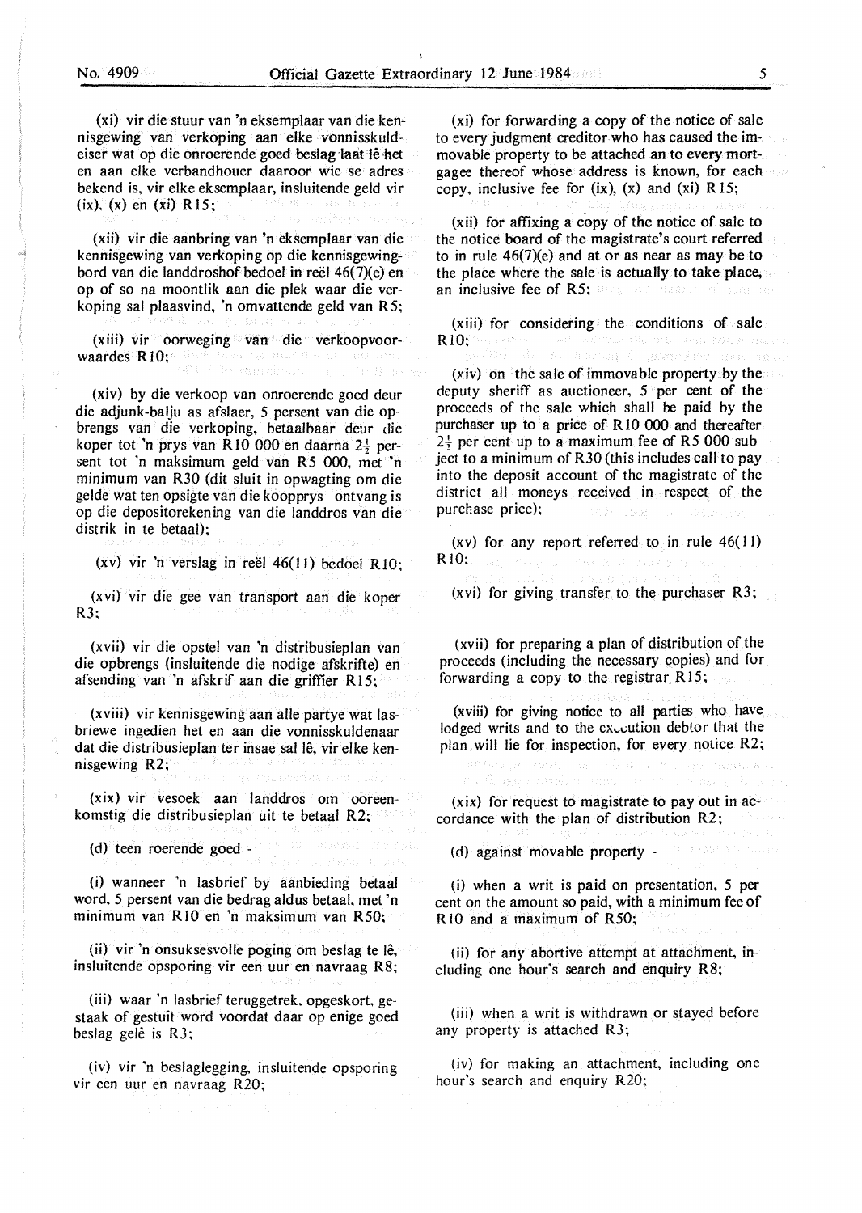(xi) vir die stuur van 'n eksemplaar van die kennisgewing van verkoping aan elke vonnisskuldeiser wat op die onroerende goed beslag laat lê het en aan elke verbandhouer daaroor wie se adres bekend is, vir elke eksemplaar, insluitende geld vir (ix), (x) en (xi) R15;

(xii) vir die aanbring van 'n eksemplaar van die kennisgewing van verkoping op die kennisgewingbord van die landdroshof bedoel in reël 46(7)(e) en op of so na moontlik aan die plek waar die verkoping sal plaasvind, 'n omvattende geld van R5;

(xiii) vir oorweging van die verkoopvoorwaardes R10;

(xiv) by die verkoop van onroerende goed deur die adjunk-balju as afslaer, 5 persent van die opbrengs van die verkoping, betaalbaar deur die koper tot 'n prys van R10 000 en daarna $2\frac{1}{2}$ persent tot 'n maksimum geld van R5 000, met 'n minimum van R30 (dit sluit in opwagting om die gelde wat ten opsigte van die koopprys ontvang is op die depositorekening van die landdros van die distrik in te betaal);

(xv) vir 'n verslag in reël 46(11) bedoel R10;

(xvi) vir die gee van transport aan die koper R3;

(xvii) vir die opstel van 'n distribusieplan van die opbrengs (insluitende die nodige afskrifte) en afsending van 'n afskrif aan die griffier R15;

(xviii) vir kennisgewing aan alle partye wat lasbriewe ingedien het en aan die vonnisskuldenaar dat die distribusieplan ter insae sal lê, vir elke kennisgewing R2;

(xix) vir versoek aan landdros om ooreenkomstig die distribusieplan uit te betaal R2;

(d) teen roerende goed -

(i) wanneer 'n lasbrief by aanbieding betaal word, 5 persent van die bedrag aldus betaal, met 'n minimum van R10 en 'n maksimum van R50;

(ii) vir 'n onsuksesvolle poging om beslag te lê, insluitende opsporing vir een uur en navraag R8;

(iii) waar 'n lasbrief teruggetrek, opgeskort, gestaak of gestuit word voordat daar op enige goed beslag gelê is R3;

(iv) vir 'n beslaglegging, insluitende opsporing vir een uur en navraag R20;

(xi) for forwarding a copy of the notice of sale to every judgment creditor who has caused the immovable property to be attached an to every mortgagee thereof whose address is known, for each copy, inclusive fee for (ix), (x) and (xi) R15;

(xii) for affixing a copy of the notice of sale to the notice board of the magistrate's court referred to in rule 46(7)(e) and at or as near as may be to the place where the sale is actually to take place, an inclusive fee of R5;

(xiii) for considering the conditions of sale R10;

(xiv) on the sale of immovable property by the deputy sheriff as auctioneer, 5 per cent of the proceeds of the sale which shall be paid by the purchaser up to a price of R10 000 and thereafter $2\frac{1}{2}$ per cent up to a maximum fee of R5 000 subject to a minimum of R30 (this includes call to pay into the deposit account of the magistrate of the district all moneys received in respect of the purchase price);

(xv) for any report referred to in rule 46(11) R10;

(xvi) for giving transfer to the purchaser R3;

(xvii) for preparing a plan of distribution of the proceeds (including the necessary copies) and for forwarding a copy to the registrar R15;

(xviii) for giving notice to all parties who have lodged writs and to the execution debtor that the plan will lie for inspection, for every notice R2;

(xix) for request to magistrate to pay out in accordance with the plan of distribution R2;

(d) against movable property -

(i) when a writ is paid on presentation, 5 per cent on the amount so paid, with a minimum fee of R10 and a maximum of R50;

(ii) for any abortive attempt at attachment, including one hour's search and enquiry R8;

(iii) when a writ is withdrawn or stayed before any property is attached R3;

(iv) for making an attachment, including one hour's search and enquiry R20;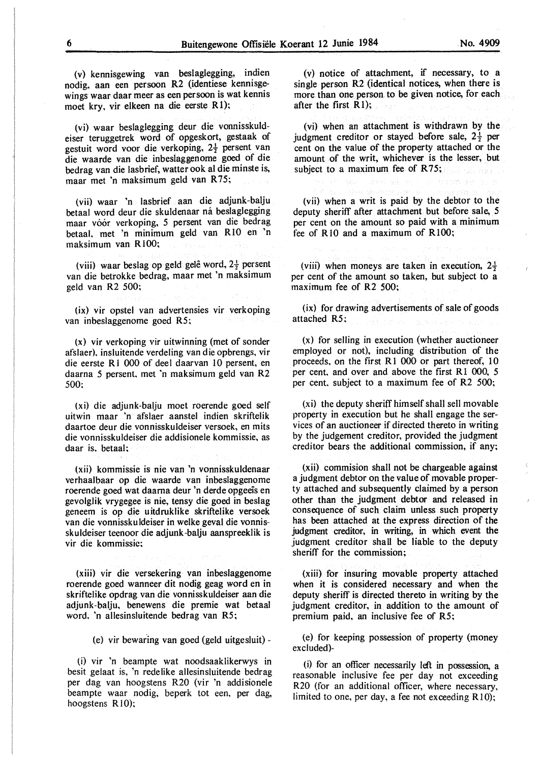(v) kennisgewing van beslaglegging, indien nodig, aan een persoon R2 (identiese kennisgewings waar daar meer as een persoon is wat kennis moet kry, vir elkeen na die eerste R1);

(vi) waar beslaglegging deur die vonnisskuldeiser teruggetrek word of opgeskort, gestaak of gestuit word voor die verkoping, $2\frac{1}{2}$ persent van die waarde van die inbeslaggenome goed of die bedrag van die lasbrief, watter ook al die minste is, maar met 'n maksimum geld van R75;

(vii) waar 'n lasbrief aan die adjunk-balju betaal word deur die skuldenaar ná beslaglegging maar vóór verkoping, 5 persent van die bedrag betaal, met 'n minimum geld van R10 en 'n maksimum van R100;

(viii) waar beslag op geld gelê word, $2\frac{1}{2}$ persent van die betrokke bedrag, maar met 'n maksimum geld van R2 500;

(ix) vir opstel van advertensies vir verkoping van inbeslaggenome goed R5;

(x) vir verkoping vir uitwinning (met of sonder afslaer), insluitende verdeling van die opbrengs, vir die eerste R1 000 of deel daarvan 10 persent, en daarna 5 persent, met 'n maksimum geld van R2 500;

(xi) die adjunk-balju moet roerende goed self uitwin maar 'n afslaer aanstel indien skriftelik daartoe deur die vonnisskuldeiser versoek, en mits die vonnisskuldeiser die addisionele kommissie, as daar is, betaal;

(xii) kommissie is nie van 'n vonnisskuldenaar verhaalbaar op die waarde van inbeslaggenome roerende goed wat daarna deur 'n derde opgeeïs en gevolglik vrygegee is nie, tensy die goed in beslag geneem is op die uitdruklike skriftelike versoek van die vonnisskuldeiser in welke geval die vonnisskuldeiser teenoor die adjunk-balju aanspreeklik is vir die kommissie;

(xiii) vir die versekering van inbeslaggenome roerende goed wanneer dit nodig geag word en in skriftelike opdrag van die vonnisskuldeiser aan die adjunk-balju, benewens die premie wat betaal word, 'n allesinsluitende bedrag van R5;

(e) vir bewaring van goed (geld uitgesluit) -

(i) vir 'n beampte wat noodsaaklikerwys in besit gelaat is, 'n redelike allesinsluitende bedrag per dag van hoogstens R20 (vir 'n addisionele beampte waar nodig, beperk tot een, per dag, hoogstens R10);

(v) notice of attachment, if necessary, to a single person R2 (identical notices, when there is more than one person to be given notice, for each after the first R1);

(vi) when an attachment is withdrawn by the judgment creditor or stayed before sale, $2\frac{1}{2}$ per cent on the value of the property attached or the amount of the writ, whichever is the lesser, but subject to a maximum fee of R75;

(vii) when a writ is paid by the debtor to the deputy sheriff after attachment but before sale, 5 per cent on the amount so paid with a minimum fee of R10 and a maximum of R100;

(viii) when moneys are taken in execution, $2\frac{1}{2}$ per cent of the amount so taken, but subject to a maximum fee of R2 500;

(ix) for drawing advertisements of sale of goods attached R5;

(x) for selling in execution (whether auctioneer employed or not), including distribution of the proceeds, on the first R1 000 or part thereof, 10 per cent, and over and above the first R1 000, 5 per cent, subject to a maximum fee of R2 500;

(xi) the deputy sheriff himself shall sell movable property in execution but he shall engage the services of an auctioneer if directed thereto in writing by the judgement creditor, provided the judgment creditor bears the additional commission, if any;

(xii) commision shall not be chargeable against a judgment debtor on the value of movable property attached and subsequently claimed by a person other than the judgment debtor and released in consequence of such claim unless such property has been attached at the express direction of the judgment creditor, in writing, in which event the judgment creditor shall be liable to the deputy sheriff for the commission;

(xiii) for insuring movable property attached when it is considered necessary and when the deputy sheriff is directed thereto in writing by the judgment creditor, in addition to the amount of premium paid, an inclusive fee of R5;

(e) for keeping possession of property (money excluded)-

(i) for an officer necessarily left in possession, a reasonable inclusive fee per day not exceeding R20 (for an additional officer, where necessary, limited to one, per day, a fee not exceeding R10);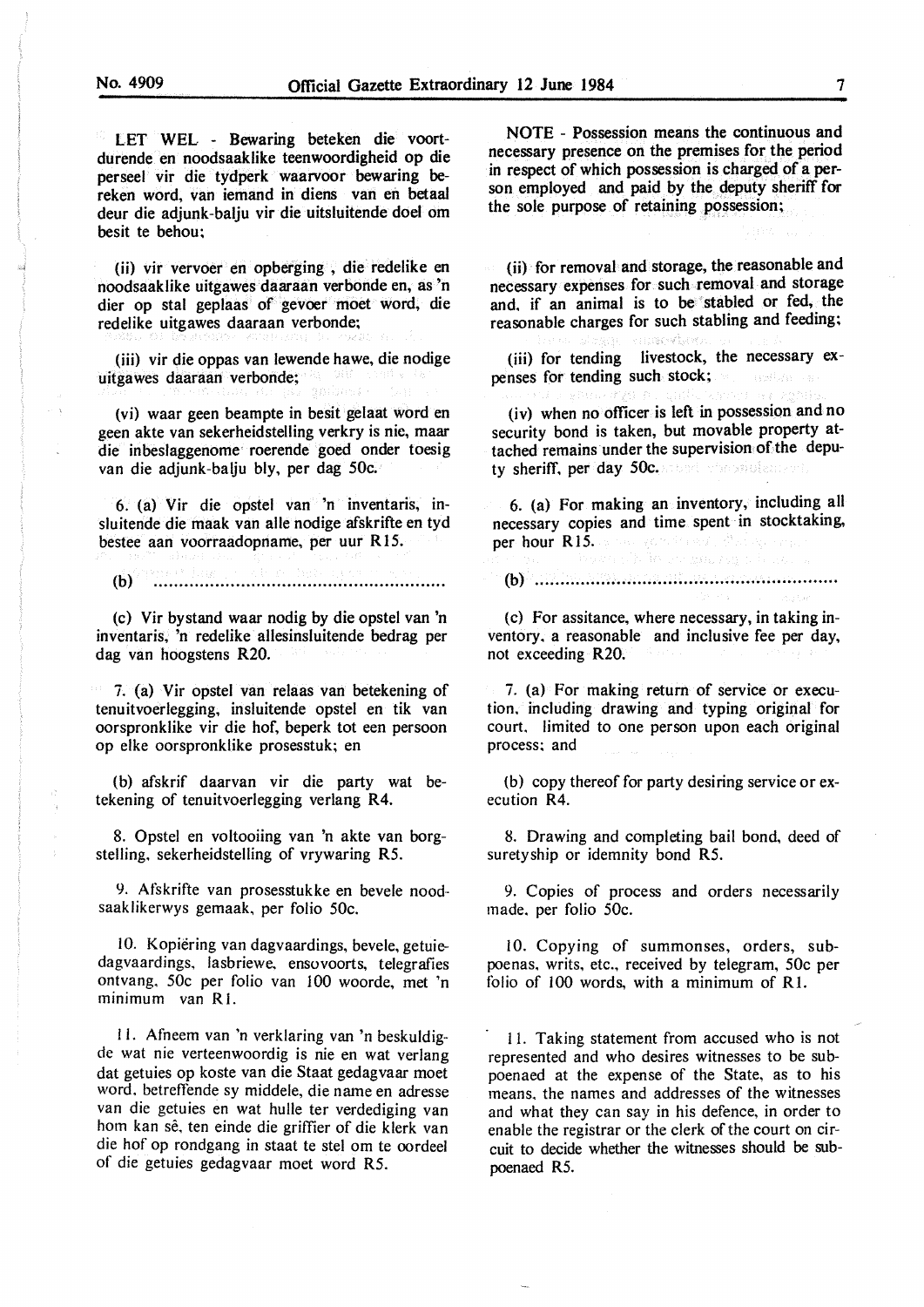LET WEL - Bewaring beteken die voortdurende en noodsaaklike teenwoordigheid op die perseel vir die tydperk waarvoor bewaring bereken word, van iemand in diens van en betaal deur die adjunk-balju vir die uitsluitende doel om besit te behou;

(ii) vir vervoer en opberging, die redelike en noodsaaklike uitgawes daaraan verbonde en, as 'n dier op stal geplaas of gevoer moet word, die redelike uitgawes daaraan verbonde;

(iii) vir die oppas van lewende hawe, die nodige uitgawes daaraan verbonde;

(vi) waar geen beampte in besit gelaat word en geen akte van sekerheidstelling verkry is nie, maar die inbeslaggenome roerende goed onder toesig van die adjunk-balju bly, per dag 50c.

6. (a) Vir die opstel van 'n inventaris, insluitende die maak van alle nodige afskrifte en tyd bestee aan voorraadopname, per uur R15.

(b) ..........................................................

(c) Vir bystand waar nodig by die opstel van 'n inventaris, 'n redelike allesinsluitende bedrag per dag van hoogstens R20.

7. (a) Vir opstel van relaas van betekening of tenuitvoerlegging, insluitende opstel en tik van oorspronklike vir die hof, beperk tot een persoon op elke oorspronklike prosesstuk; en

(b) afskrif daarvan vir die party wat betekening of tenuitvoerlegging verlang R4.

8. Opstel en voltooiing van 'n akte van borgstelling, sekerheidstelling of vrywaring R5.

9. Afskrifte van prosesstukke en bevele noodsaaklikerwys gemaak, per folio 50c.

10. Kopiëring van dagvaardings, bevele, getuiedagvaardings, lasbriewe, ensovoorts, telegrafies ontvang, 50c per folio van 100 woorde, met 'n minimum van R1.

11. Afneem van 'n verklaring van 'n beskuldigde wat nie verteenwoordig is nie en wat verlang dat getuies op koste van die Staat gedagvaar moet word, betreffende sy middele, die name en adresse van die getuies en wat hulle ter verdediging van hom kan sê, ten einde die griffier of die klerk van die hof op rondgang in staat te stel om te oordeel of die getuies gedagvaar moet word R5.

NOTE - Possession means the continuous and necessary presence on the premises for the period in respect of which possession is charged of a person employed and paid by the deputy sheriff for the sole purpose of retaining possession;

(ii) for removal and storage, the reasonable and necessary expenses for such removal and storage and, if an animal is to be stabled or fed, the reasonable charges for such stabling and feeding;

(iii) for tending livestock, the necessary expenses for tending such stock;

(iv) when no officer is left in possession and no security bond is taken, but movable property attached remains under the supervision of the deputy sheriff, per day 50c.

6. (a) For making an inventory, including all necessary copies and time spent in stocktaking, per hour R15.

(b) ..........................................................

(c) For assitance, where necessary, in taking inventory, a reasonable and inclusive fee per day, not exceeding R20.

7. (a) For making return of service or execution, including drawing and typing original for court, limited to one person upon each original process; and

(b) copy thereof for party desiring service or execution R4.

8. Drawing and completing bail bond, deed of suretyship or idemnity bond R5.

9. Copies of process and orders necessarily made, per folio 50c.

10. Copying of summonses, orders, subpoenas, writs, etc., received by telegram, 50c per folio of 100 words, with a minimum of R1.

11. Taking statement from accused who is not represented and who desires witnesses to be subpoenaed at the expense of the State, as to his means, the names and addresses of the witnesses and what they can say in his defence, in order to enable the registrar or the clerk of the court on circuit to decide whether the witnesses should be subpoenaed R5.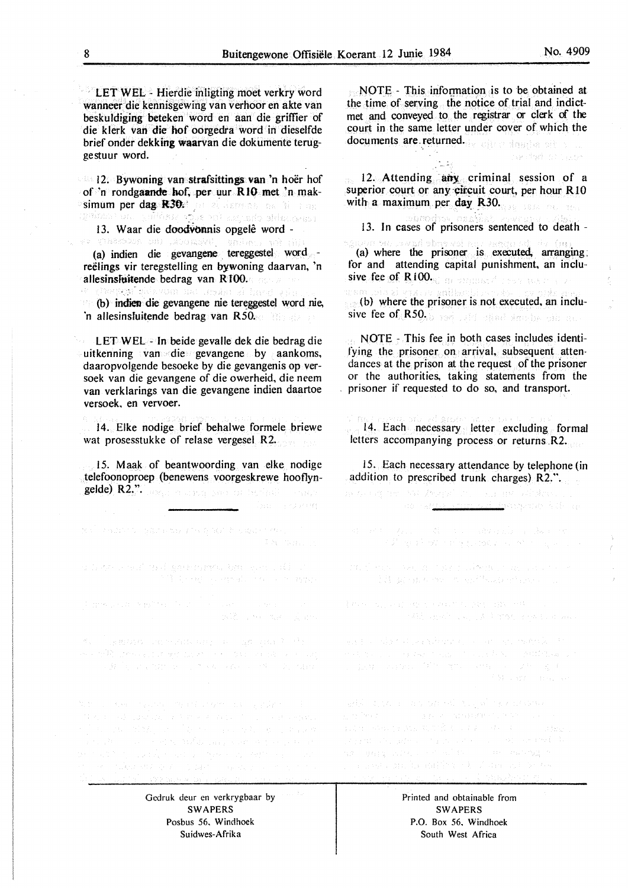LET WEL - Hierdie inligting moet verkry word wanneer die kennisgewing van verhoor en akte van beskuldiging beteken word en aan die griffier of die klerk van die hof oorgedra word in dieselfde brief onder dekking waarvan die dokumente teruggestuur word.

12. Bywoning van strafsittings van 'n hoër hof of 'n rondgaande hof, per uur R10 met 'n maksimum per dag R30.

13. Waar die doodvonnis opgelê word -

(a) indien die gevangene tereggestel word - reëlings vir teregstelling en bywoning daarvan, 'n allesinsluitende bedrag van R100.

(b) indien die gevangene nie tereggestel word nie, 'n allesinsluitende bedrag van R50.

LET WEL - In beide gevalle dek die bedrag die uitkenning van die gevangene by aankoms, daaropvolgende besoeke by die gevangenis op versoek van die gevangene of die owerheid, die neem van verklarings van die gevangene indien daartoe versoek, en vervoer.

14. Elke nodige brief behalwe formele briewe wat prosesstukke of relase vergesel R2.

15. Maak of beantwoording van elke nodige telefoonoproep (benewens voorgeskrewe hooflyngelde) R2.".

NOTE - This information is to be obtained at the time of serving the notice of trial and indictmet and conveyed to the registrar or clerk of the court in the same letter under cover of which the documents are returned.

12. Attending any criminal session of a superior court or any circuit court, per hour R10 with a maximum per day R30.

13. In cases of prisoners sentenced to death -

(a) where the prisoner is executed, arranging for and attending capital punishment, an inclusive fee of R100.

(b) where the prisoner is not executed, an inclusive fee of R50.

NOTE - This fee in both cases includes identifying the prisoner on arrival, subsequent attendances at the prison at the request of the prisoner or the authorities, taking statements from the prisoner if requested to do so, and transport.

14. Each necessary letter excluding formal letters accompanying process or returns R2.

15. Each necessary attendance by telephone (in addition to prescribed trunk charges) R2.".

Gedruk deur en verkrygbaar by
SWAPERS
Posbus 56, Windhoek
Suidwes-Afrika

Printed and obtainable from
SWAPERS
P.O. Box 56, Windhoek
South West Africa